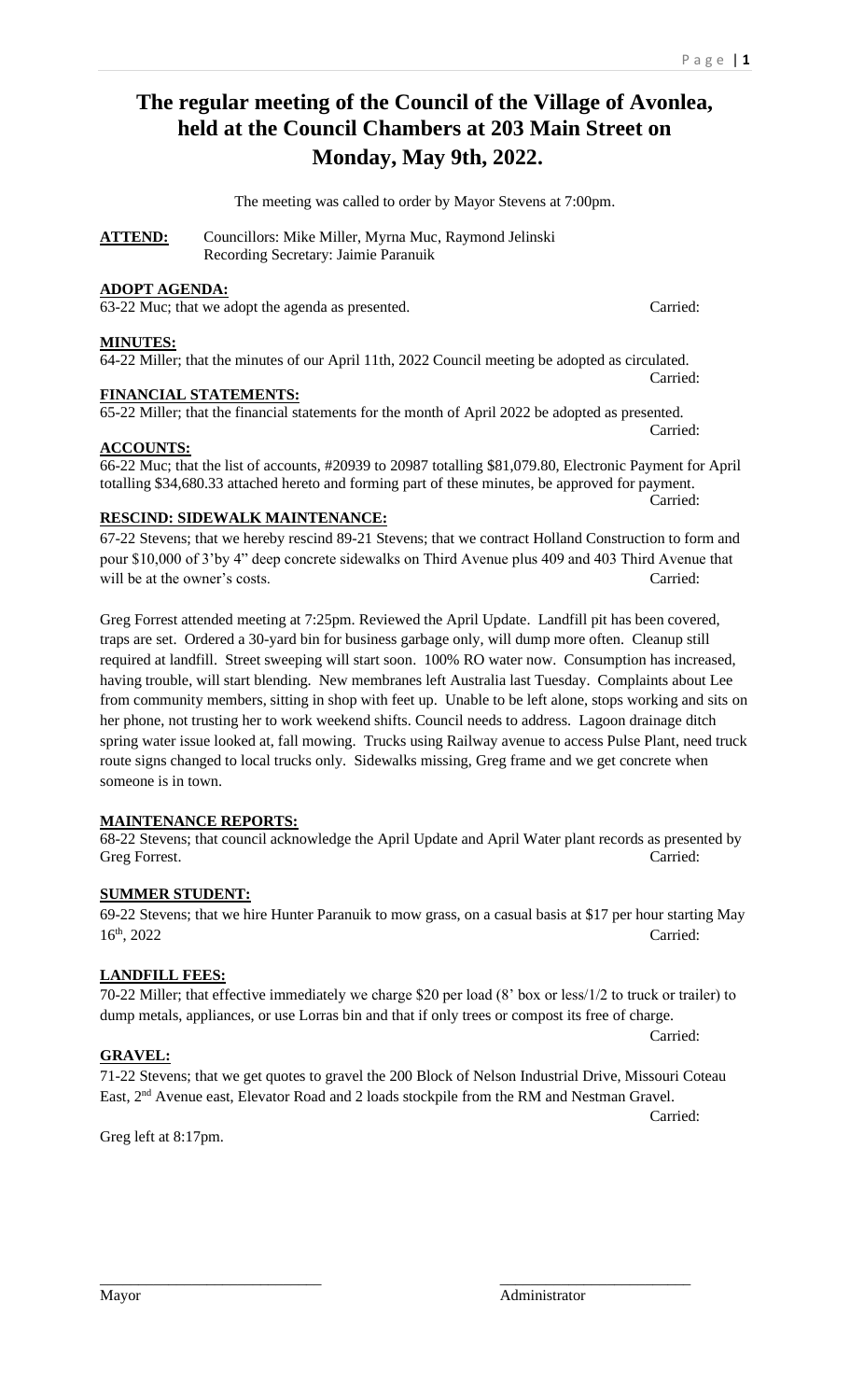# The regular meeting of the Council of the Village of Avonlea, held at the Council Chambers at 203 Main Street on Monday, May 9th, 2022.

The meeting was called to order by Mayor Stevens at 7:00pm.

**ATTEND:** Councillors: Mike Miller, Myrna Muc, Raymond Jelinski
Recording Secretary: Jaimie Paranuik

**ADOPT AGENDA:**

63-22 Muc; that we adopt the agenda as presented. Carried:

**MINUTES:**

64-22 Miller; that the minutes of our April 11th, 2022 Council meeting be adopted as circulated. Carried:

**FINANCIAL STATEMENTS:**

65-22 Miller; that the financial statements for the month of April 2022 be adopted as presented. Carried:

**ACCOUNTS:**

66-22 Muc; that the list of accounts, #20939 to 20987 totalling $81,079.80, Electronic Payment for April totalling $34,680.33 attached hereto and forming part of these minutes, be approved for payment. Carried:

**RESCIND: SIDEWALK MAINTENANCE:**

67-22 Stevens; that we hereby rescind 89-21 Stevens; that we contract Holland Construction to form and pour $10,000 of 3'by 4" deep concrete sidewalks on Third Avenue plus 409 and 403 Third Avenue that will be at the owner's costs. Carried:

Greg Forrest attended meeting at 7:25pm. Reviewed the April Update. Landfill pit has been covered, traps are set. Ordered a 30-yard bin for business garbage only, will dump more often. Cleanup still required at landfill. Street sweeping will start soon. 100% RO water now. Consumption has increased, having trouble, will start blending. New membranes left Australia last Tuesday. Complaints about Lee from community members, sitting in shop with feet up. Unable to be left alone, stops working and sits on her phone, not trusting her to work weekend shifts. Council needs to address. Lagoon drainage ditch spring water issue looked at, fall mowing. Trucks using Railway avenue to access Pulse Plant, need truck route signs changed to local trucks only. Sidewalks missing, Greg frame and we get concrete when someone is in town.

**MAINTENANCE REPORTS:**

68-22 Stevens; that council acknowledge the April Update and April Water plant records as presented by Greg Forrest. Carried:

**SUMMER STUDENT:**

69-22 Stevens; that we hire Hunter Paranuik to mow grass, on a casual basis at $17 per hour starting May 16th, 2022 Carried:

**LANDFILL FEES:**

70-22 Miller; that effective immediately we charge $20 per load (8' box or less/1/2 to truck or trailer) to dump metals, appliances, or use Lorras bin and that if only trees or compost its free of charge. Carried:

**GRAVEL:**

71-22 Stevens; that we get quotes to gravel the 200 Block of Nelson Industrial Drive, Missouri Coteau East, 2nd Avenue east, Elevator Road and 2 loads stockpile from the RM and Nestman Gravel. Carried:

Greg left at 8:17pm.

\_\_\_\_\_\_\_\_\_\_\_\_\_\_\_\_\_\_\_\_\_\_\_\_\_\_\_\_ \_\_\_\_\_\_\_\_\_\_\_\_\_\_\_\_\_\_\_\_\_\_\_\_\_\_\_\_

Mayor Administrator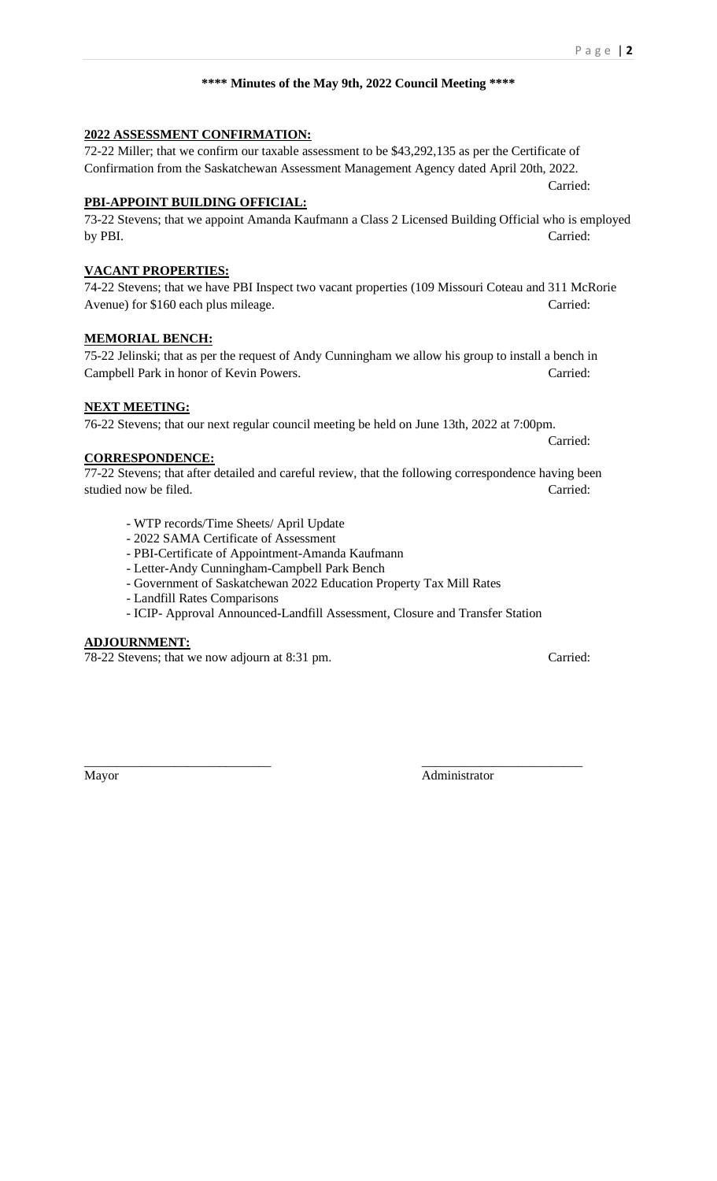**\*\*\*\* Minutes of the May 9th, 2022 Council Meeting \*\*\*\***

**2022 ASSESSMENT CONFIRMATION:**

72-22 Miller; that we confirm our taxable assessment to be $43,292,135 as per the Certificate of Confirmation from the Saskatchewan Assessment Management Agency dated April 20th, 2022. Carried:

**PBI-APPOINT BUILDING OFFICIAL:**

73-22 Stevens; that we appoint Amanda Kaufmann a Class 2 Licensed Building Official who is employed by PBI. Carried:

**VACANT PROPERTIES:**

74-22 Stevens; that we have PBI Inspect two vacant properties (109 Missouri Coteau and 311 McRorie Avenue) for $160 each plus mileage. Carried:

**MEMORIAL BENCH:**

75-22 Jelinski; that as per the request of Andy Cunningham we allow his group to install a bench in Campbell Park in honor of Kevin Powers. Carried:

**NEXT MEETING:**

76-22 Stevens; that our next regular council meeting be held on June 13th, 2022 at 7:00pm. Carried:

**CORRESPONDENCE:**

77-22 Stevens; that after detailed and careful review, that the following correspondence having been studied now be filed. Carried:

- WTP records/Time Sheets/ April Update
- 2022 SAMA Certificate of Assessment
- PBI-Certificate of Appointment-Amanda Kaufmann
- Letter-Andy Cunningham-Campbell Park Bench
- Government of Saskatchewan 2022 Education Property Tax Mill Rates
- Landfill Rates Comparisons
- ICIP- Approval Announced-Landfill Assessment, Closure and Transfer Station

**ADJOURNMENT:**

78-22 Stevens; that we now adjourn at 8:31 pm. Carried:

____________________________ ________________________

Mayor Administrator